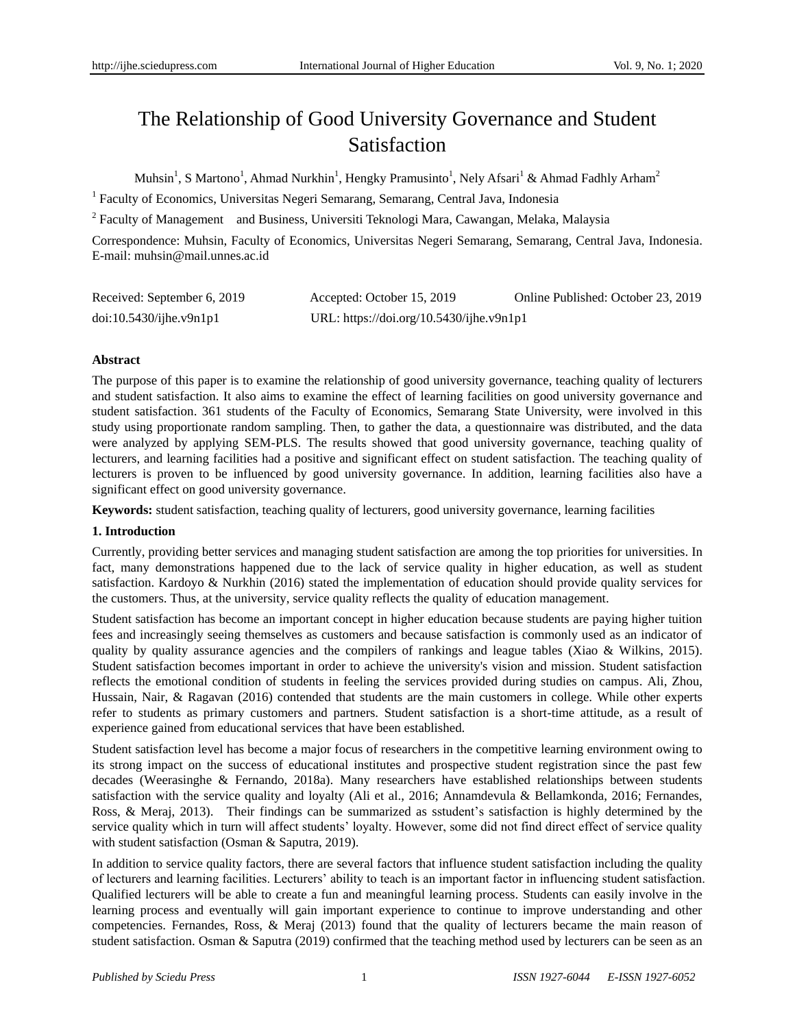# The Relationship of Good University Governance and Student Satisfaction

Muhsin[1], S Martono[1], Ahmad Nurkhin[1], Hengky Pramusinto[1], Nely Afsari[1] & Ahmad Fadhly Arham[2]

[1] Faculty of Economics, Universitas Negeri Semarang, Semarang, Central Java, Indonesia

[2] Faculty of Management and Business, Universiti Teknologi Mara, Cawangan, Melaka, Malaysia

Correspondence: Muhsin, Faculty of Economics, Universitas Negeri Semarang, Semarang, Central Java, Indonesia. E-mail: muhsin@mail.unnes.ac.id

Received: September 6, 2019 Accepted: October 15, 2019 Online Published: October 23, 2019

doi:10.5430/ijhe.v9n1p1 URL: https://doi.org/10.5430/ijhe.v9n1p1

**Abstract**

The purpose of this paper is to examine the relationship of good university governance, teaching quality of lecturers and student satisfaction. It also aims to examine the effect of learning facilities on good university governance and student satisfaction. 361 students of the Faculty of Economics, Semarang State University, were involved in this study using proportionate random sampling. Then, to gather the data, a questionnaire was distributed, and the data were analyzed by applying SEM-PLS. The results showed that good university governance, teaching quality of lecturers, and learning facilities had a positive and significant effect on student satisfaction. The teaching quality of lecturers is proven to be influenced by good university governance. In addition, learning facilities also have a significant effect on good university governance.

**Keywords:** student satisfaction, teaching quality of lecturers, good university governance, learning facilities

## 1. Introduction

Currently, providing better services and managing student satisfaction are among the top priorities for universities. In fact, many demonstrations happened due to the lack of service quality in higher education, as well as student satisfaction. Kardoyo & Nurkhin (2016) stated the implementation of education should provide quality services for the customers. Thus, at the university, service quality reflects the quality of education management.

Student satisfaction has become an important concept in higher education because students are paying higher tuition fees and increasingly seeing themselves as customers and because satisfaction is commonly used as an indicator of quality by quality assurance agencies and the compilers of rankings and league tables (Xiao & Wilkins, 2015). Student satisfaction becomes important in order to achieve the university's vision and mission. Student satisfaction reflects the emotional condition of students in feeling the services provided during studies on campus. Ali, Zhou, Hussain, Nair, & Ragavan (2016) contended that students are the main customers in college. While other experts refer to students as primary customers and partners. Student satisfaction is a short-time attitude, as a result of experience gained from educational services that have been established.

Student satisfaction level has become a major focus of researchers in the competitive learning environment owing to its strong impact on the success of educational institutes and prospective student registration since the past few decades (Weerasinghe & Fernando, 2018a). Many researchers have established relationships between students satisfaction with the service quality and loyalty (Ali et al., 2016; Annamdevula & Bellamkonda, 2016; Fernandes, Ross, & Meraj, 2013). Their findings can be summarized as sstudent's satisfaction is highly determined by the service quality which in turn will affect students' loyalty. However, some did not find direct effect of service quality with student satisfaction (Osman & Saputra, 2019).

In addition to service quality factors, there are several factors that influence student satisfaction including the quality of lecturers and learning facilities. Lecturers' ability to teach is an important factor in influencing student satisfaction. Qualified lecturers will be able to create a fun and meaningful learning process. Students can easily involve in the learning process and eventually will gain important experience to continue to improve understanding and other competencies. Fernandes, Ross, & Meraj (2013) found that the quality of lecturers became the main reason of student satisfaction. Osman & Saputra (2019) confirmed that the teaching method used by lecturers can be seen as an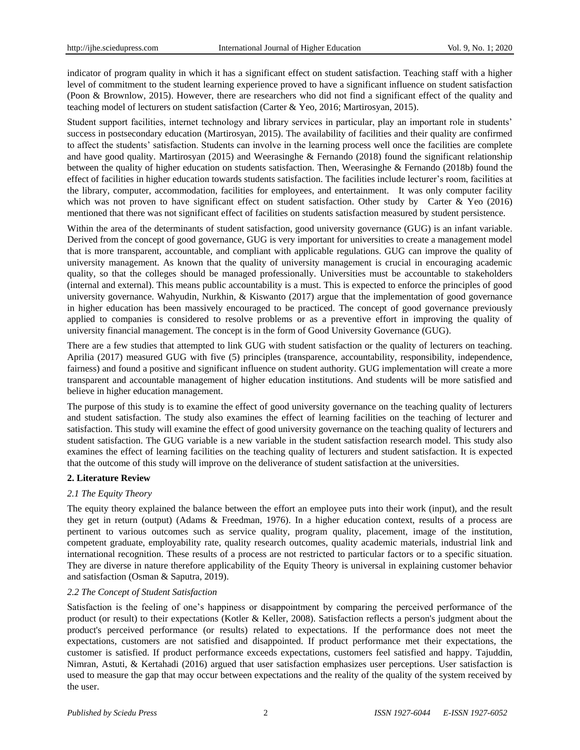indicator of program quality in which it has a significant effect on student satisfaction. Teaching staff with a higher level of commitment to the student learning experience proved to have a significant influence on student satisfaction (Poon & Brownlow, 2015). However, there are researchers who did not find a significant effect of the quality and teaching model of lecturers on student satisfaction (Carter & Yeo, 2016; Martirosyan, 2015).

Student support facilities, internet technology and library services in particular, play an important role in students' success in postsecondary education (Martirosyan, 2015). The availability of facilities and their quality are confirmed to affect the students' satisfaction. Students can involve in the learning process well once the facilities are complete and have good quality. Martirosyan (2015) and Weerasinghe & Fernando (2018) found the significant relationship between the quality of higher education on students satisfaction. Then, Weerasinghe & Fernando (2018b) found the effect of facilities in higher education towards students satisfaction. The facilities include lecturer's room, facilities at the library, computer, accommodation, facilities for employees, and entertainment. It was only computer facility which was not proven to have significant effect on student satisfaction. Other study by Carter & Yeo (2016) mentioned that there was not significant effect of facilities on students satisfaction measured by student persistence.

Within the area of the determinants of student satisfaction, good university governance (GUG) is an infant variable. Derived from the concept of good governance, GUG is very important for universities to create a management model that is more transparent, accountable, and compliant with applicable regulations. GUG can improve the quality of university management. As known that the quality of university management is crucial in encouraging academic quality, so that the colleges should be managed professionally. Universities must be accountable to stakeholders (internal and external). This means public accountability is a must. This is expected to enforce the principles of good university governance. Wahyudin, Nurkhin, & Kiswanto (2017) argue that the implementation of good governance in higher education has been massively encouraged to be practiced. The concept of good governance previously applied to companies is considered to resolve problems or as a preventive effort in improving the quality of university financial management. The concept is in the form of Good University Governance (GUG).

There are a few studies that attempted to link GUG with student satisfaction or the quality of lecturers on teaching. Aprilia (2017) measured GUG with five (5) principles (transparence, accountability, responsibility, independence, fairness) and found a positive and significant influence on student authority. GUG implementation will create a more transparent and accountable management of higher education institutions. And students will be more satisfied and believe in higher education management.

The purpose of this study is to examine the effect of good university governance on the teaching quality of lecturers and student satisfaction. The study also examines the effect of learning facilities on the teaching of lecturer and satisfaction. This study will examine the effect of good university governance on the teaching quality of lecturers and student satisfaction. The GUG variable is a new variable in the student satisfaction research model. This study also examines the effect of learning facilities on the teaching quality of lecturers and student satisfaction. It is expected that the outcome of this study will improve on the deliverance of student satisfaction at the universities.

## 2. Literature Review

### *2.1 The Equity Theory*

The equity theory explained the balance between the effort an employee puts into their work (input), and the result they get in return (output) (Adams & Freedman, 1976). In a higher education context, results of a process are pertinent to various outcomes such as service quality, program quality, placement, image of the institution, competent graduate, employability rate, quality research outcomes, quality academic materials, industrial link and international recognition. These results of a process are not restricted to particular factors or to a specific situation. They are diverse in nature therefore applicability of the Equity Theory is universal in explaining customer behavior and satisfaction (Osman & Saputra, 2019).

### *2.2 The Concept of Student Satisfaction*

Satisfaction is the feeling of one's happiness or disappointment by comparing the perceived performance of the product (or result) to their expectations (Kotler & Keller, 2008). Satisfaction reflects a person's judgment about the product's perceived performance (or results) related to expectations. If the performance does not meet the expectations, customers are not satisfied and disappointed. If product performance met their expectations, the customer is satisfied. If product performance exceeds expectations, customers feel satisfied and happy. Tajuddin, Nimran, Astuti, & Kertahadi (2016) argued that user satisfaction emphasizes user perceptions. User satisfaction is used to measure the gap that may occur between expectations and the reality of the quality of the system received by the user.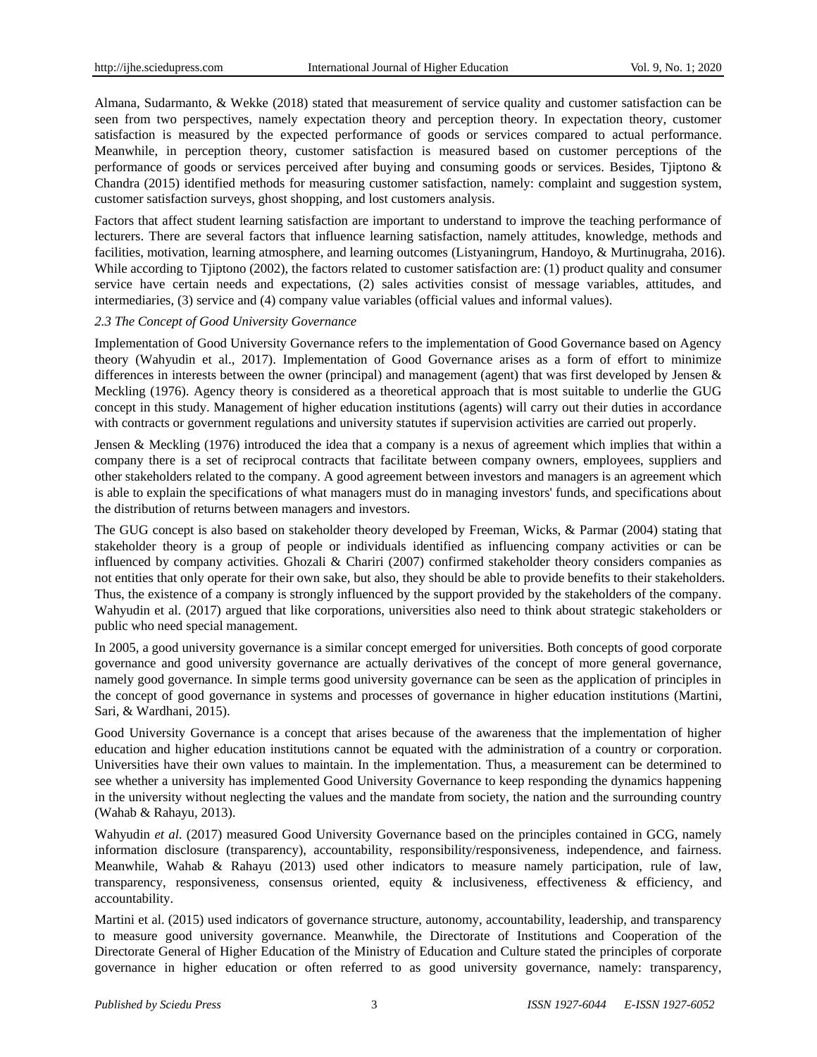Almana, Sudarmanto, & Wekke (2018) stated that measurement of service quality and customer satisfaction can be seen from two perspectives, namely expectation theory and perception theory. In expectation theory, customer satisfaction is measured by the expected performance of goods or services compared to actual performance. Meanwhile, in perception theory, customer satisfaction is measured based on customer perceptions of the performance of goods or services perceived after buying and consuming goods or services. Besides, Tjiptono & Chandra (2015) identified methods for measuring customer satisfaction, namely: complaint and suggestion system, customer satisfaction surveys, ghost shopping, and lost customers analysis.

Factors that affect student learning satisfaction are important to understand to improve the teaching performance of lecturers. There are several factors that influence learning satisfaction, namely attitudes, knowledge, methods and facilities, motivation, learning atmosphere, and learning outcomes (Listyaningrum, Handoyo, & Murtinugraha, 2016). While according to Tjiptono (2002), the factors related to customer satisfaction are: (1) product quality and consumer service have certain needs and expectations, (2) sales activities consist of message variables, attitudes, and intermediaries, (3) service and (4) company value variables (official values and informal values).

### *2.3 The Concept of Good University Governance*

Implementation of Good University Governance refers to the implementation of Good Governance based on Agency theory (Wahyudin et al., 2017). Implementation of Good Governance arises as a form of effort to minimize differences in interests between the owner (principal) and management (agent) that was first developed by Jensen & Meckling (1976). Agency theory is considered as a theoretical approach that is most suitable to underlie the GUG concept in this study. Management of higher education institutions (agents) will carry out their duties in accordance with contracts or government regulations and university statutes if supervision activities are carried out properly.

Jensen & Meckling (1976) introduced the idea that a company is a nexus of agreement which implies that within a company there is a set of reciprocal contracts that facilitate between company owners, employees, suppliers and other stakeholders related to the company. A good agreement between investors and managers is an agreement which is able to explain the specifications of what managers must do in managing investors' funds, and specifications about the distribution of returns between managers and investors.

The GUG concept is also based on stakeholder theory developed by Freeman, Wicks, & Parmar (2004) stating that stakeholder theory is a group of people or individuals identified as influencing company activities or can be influenced by company activities. Ghozali & Chariri (2007) confirmed stakeholder theory considers companies as not entities that only operate for their own sake, but also, they should be able to provide benefits to their stakeholders. Thus, the existence of a company is strongly influenced by the support provided by the stakeholders of the company. Wahyudin et al. (2017) argued that like corporations, universities also need to think about strategic stakeholders or public who need special management.

In 2005, a good university governance is a similar concept emerged for universities. Both concepts of good corporate governance and good university governance are actually derivatives of the concept of more general governance, namely good governance. In simple terms good university governance can be seen as the application of principles in the concept of good governance in systems and processes of governance in higher education institutions (Martini, Sari, & Wardhani, 2015).

Good University Governance is a concept that arises because of the awareness that the implementation of higher education and higher education institutions cannot be equated with the administration of a country or corporation. Universities have their own values to maintain. In the implementation. Thus, a measurement can be determined to see whether a university has implemented Good University Governance to keep responding the dynamics happening in the university without neglecting the values and the mandate from society, the nation and the surrounding country (Wahab & Rahayu, 2013).

Wahyudin *et al.* (2017) measured Good University Governance based on the principles contained in GCG, namely information disclosure (transparency), accountability, responsibility/responsiveness, independence, and fairness. Meanwhile, Wahab & Rahayu (2013) used other indicators to measure namely participation, rule of law, transparency, responsiveness, consensus oriented, equity & inclusiveness, effectiveness & efficiency, and accountability.

Martini et al. (2015) used indicators of governance structure, autonomy, accountability, leadership, and transparency to measure good university governance. Meanwhile, the Directorate of Institutions and Cooperation of the Directorate General of Higher Education of the Ministry of Education and Culture stated the principles of corporate governance in higher education or often referred to as good university governance, namely: transparency,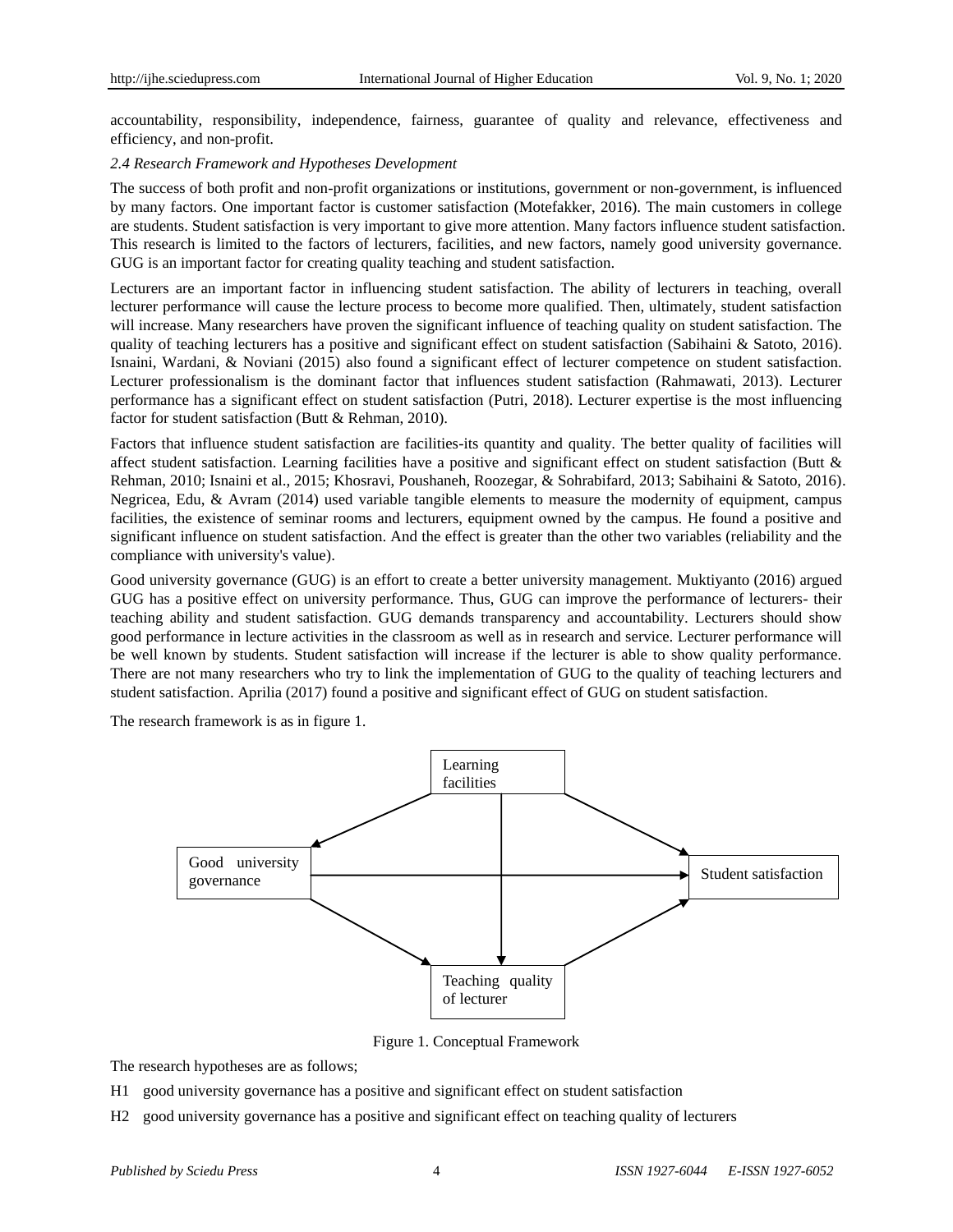accountability, responsibility, independence, fairness, guarantee of quality and relevance, effectiveness and efficiency, and non-profit.

### *2.4 Research Framework and Hypotheses Development*

The success of both profit and non-profit organizations or institutions, government or non-government, is influenced by many factors. One important factor is customer satisfaction (Motefakker, 2016). The main customers in college are students. Student satisfaction is very important to give more attention. Many factors influence student satisfaction. This research is limited to the factors of lecturers, facilities, and new factors, namely good university governance. GUG is an important factor for creating quality teaching and student satisfaction.

Lecturers are an important factor in influencing student satisfaction. The ability of lecturers in teaching, overall lecturer performance will cause the lecture process to become more qualified. Then, ultimately, student satisfaction will increase. Many researchers have proven the significant influence of teaching quality on student satisfaction. The quality of teaching lecturers has a positive and significant effect on student satisfaction (Sabihaini & Satoto, 2016). Isnaini, Wardani, & Noviani (2015) also found a significant effect of lecturer competence on student satisfaction. Lecturer professionalism is the dominant factor that influences student satisfaction (Rahmawati, 2013). Lecturer performance has a significant effect on student satisfaction (Putri, 2018). Lecturer expertise is the most influencing factor for student satisfaction (Butt & Rehman, 2010).

Factors that influence student satisfaction are facilities-its quantity and quality. The better quality of facilities will affect student satisfaction. Learning facilities have a positive and significant effect on student satisfaction (Butt & Rehman, 2010; Isnaini et al., 2015; Khosravi, Poushaneh, Roozegar, & Sohrabifard, 2013; Sabihaini & Satoto, 2016). Negricea, Edu, & Avram (2014) used variable tangible elements to measure the modernity of equipment, campus facilities, the existence of seminar rooms and lecturers, equipment owned by the campus. He found a positive and significant influence on student satisfaction. And the effect is greater than the other two variables (reliability and the compliance with university's value).

Good university governance (GUG) is an effort to create a better university management. Muktiyanto (2016) argued GUG has a positive effect on university performance. Thus, GUG can improve the performance of lecturers- their teaching ability and student satisfaction. GUG demands transparency and accountability. Lecturers should show good performance in lecture activities in the classroom as well as in research and service. Lecturer performance will be well known by students. Student satisfaction will increase if the lecturer is able to show quality performance. There are not many researchers who try to link the implementation of GUG to the quality of teaching lecturers and student satisfaction. Aprilia (2017) found a positive and significant effect of GUG on student satisfaction.

The research framework is as in figure 1.

```
                    Learning facilities
                   /        |         \
                  v         |          v
Good university governance ------------> Student satisfaction
                  \         |          ^
                   v        v         /
                  Teaching quality of lecturer
```

Figure 1. Conceptual Framework

The research hypotheses are as follows;

H1 good university governance has a positive and significant effect on student satisfaction

H2 good university governance has a positive and significant effect on teaching quality of lecturers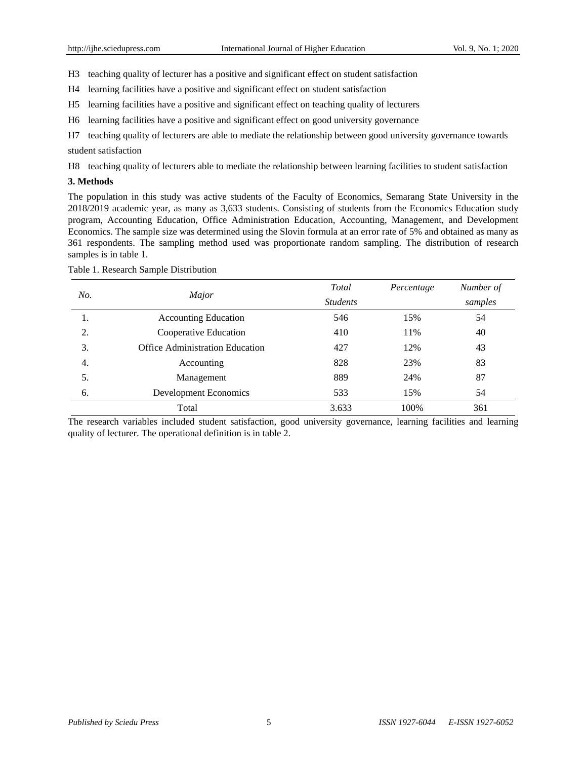H3 teaching quality of lecturer has a positive and significant effect on student satisfaction

H4 learning facilities have a positive and significant effect on student satisfaction

H5 learning facilities have a positive and significant effect on teaching quality of lecturers

H6 learning facilities have a positive and significant effect on good university governance

H7 teaching quality of lecturers are able to mediate the relationship between good university governance towards student satisfaction

H8 teaching quality of lecturers able to mediate the relationship between learning facilities to student satisfaction

## 3. Methods

The population in this study was active students of the Faculty of Economics, Semarang State University in the 2018/2019 academic year, as many as 3,633 students. Consisting of students from the Economics Education study program, Accounting Education, Office Administration Education, Accounting, Management, and Development Economics. The sample size was determined using the Slovin formula at an error rate of 5% and obtained as many as 361 respondents. The sampling method used was proportionate random sampling. The distribution of research samples is in table 1.

Table 1. Research Sample Distribution

| *No.* | *Major* | *Total Students* | *Percentage* | *Number of samples* |
|---|---|---|---|---|
| 1. | Accounting Education | 546 | 15% | 54 |
| 2. | Cooperative Education | 410 | 11% | 40 |
| 3. | Office Administration Education | 427 | 12% | 43 |
| 4. | Accounting | 828 | 23% | 83 |
| 5. | Management | 889 | 24% | 87 |
| 6. | Development Economics | 533 | 15% | 54 |
| | Total | 3.633 | 100% | 361 |

The research variables included student satisfaction, good university governance, learning facilities and learning quality of lecturer. The operational definition is in table 2.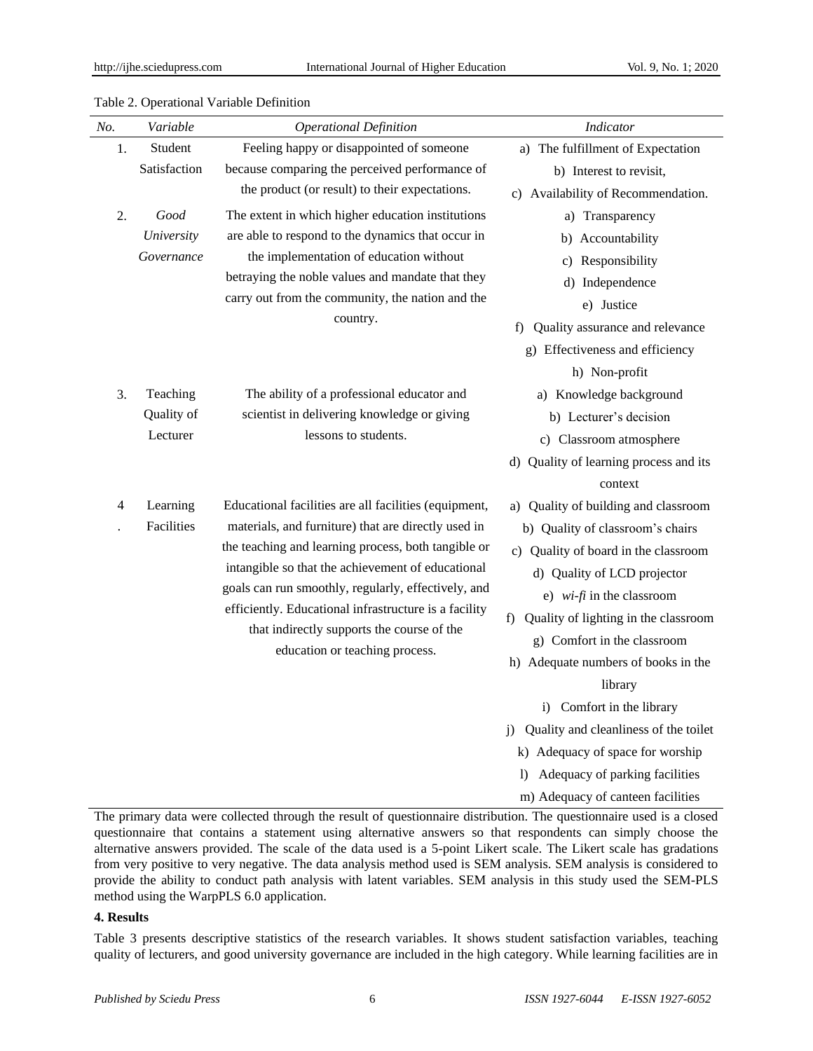Table 2. Operational Variable Definition

| No. | Variable | Operational Definition | Indicator |
|---|---|---|---|
| 1. | Student Satisfaction | Feeling happy or disappointed of someone because comparing the perceived performance of the product (or result) to their expectations. | a) The fulfillment of Expectation<br>b) Interest to revisit,<br>c) Availability of Recommendation. |
| 2. | *Good University Governance* | The extent in which higher education institutions are able to respond to the dynamics that occur in the implementation of education without betraying the noble values and mandate that they carry out from the community, the nation and the country. | a) Transparency<br>b) Accountability<br>c) Responsibility<br>d) Independence<br>e) Justice<br>f) Quality assurance and relevance<br>g) Effectiveness and efficiency<br>h) Non-profit |
| 3. | Teaching Quality of Lecturer | The ability of a professional educator and scientist in delivering knowledge or giving lessons to students. | a) Knowledge background<br>b) Lecturer's decision<br>c) Classroom atmosphere<br>d) Quality of learning process and its context |
| 4. | Learning Facilities | Educational facilities are all facilities (equipment, materials, and furniture) that are directly used in the teaching and learning process, both tangible or intangible so that the achievement of educational goals can run smoothly, regularly, effectively, and efficiently. Educational infrastructure is a facility that indirectly supports the course of the education or teaching process. | a) Quality of building and classroom<br>b) Quality of classroom's chairs<br>c) Quality of board in the classroom<br>d) Quality of LCD projector<br>e) *wi-fi* in the classroom<br>f) Quality of lighting in the classroom<br>g) Comfort in the classroom<br>h) Adequate numbers of books in the library<br>i) Comfort in the library<br>j) Quality and cleanliness of the toilet<br>k) Adequacy of space for worship<br>l) Adequacy of parking facilities<br>m) Adequacy of canteen facilities |

The primary data were collected through the result of questionnaire distribution. The questionnaire used is a closed questionnaire that contains a statement using alternative answers so that respondents can simply choose the alternative answers provided. The scale of the data used is a 5-point Likert scale. The Likert scale has gradations from very positive to very negative. The data analysis method used is SEM analysis. SEM analysis is considered to provide the ability to conduct path analysis with latent variables. SEM analysis in this study used the SEM-PLS method using the WarpPLS 6.0 application.

## 4. Results

Table 3 presents descriptive statistics of the research variables. It shows student satisfaction variables, teaching quality of lecturers, and good university governance are included in the high category. While learning facilities are in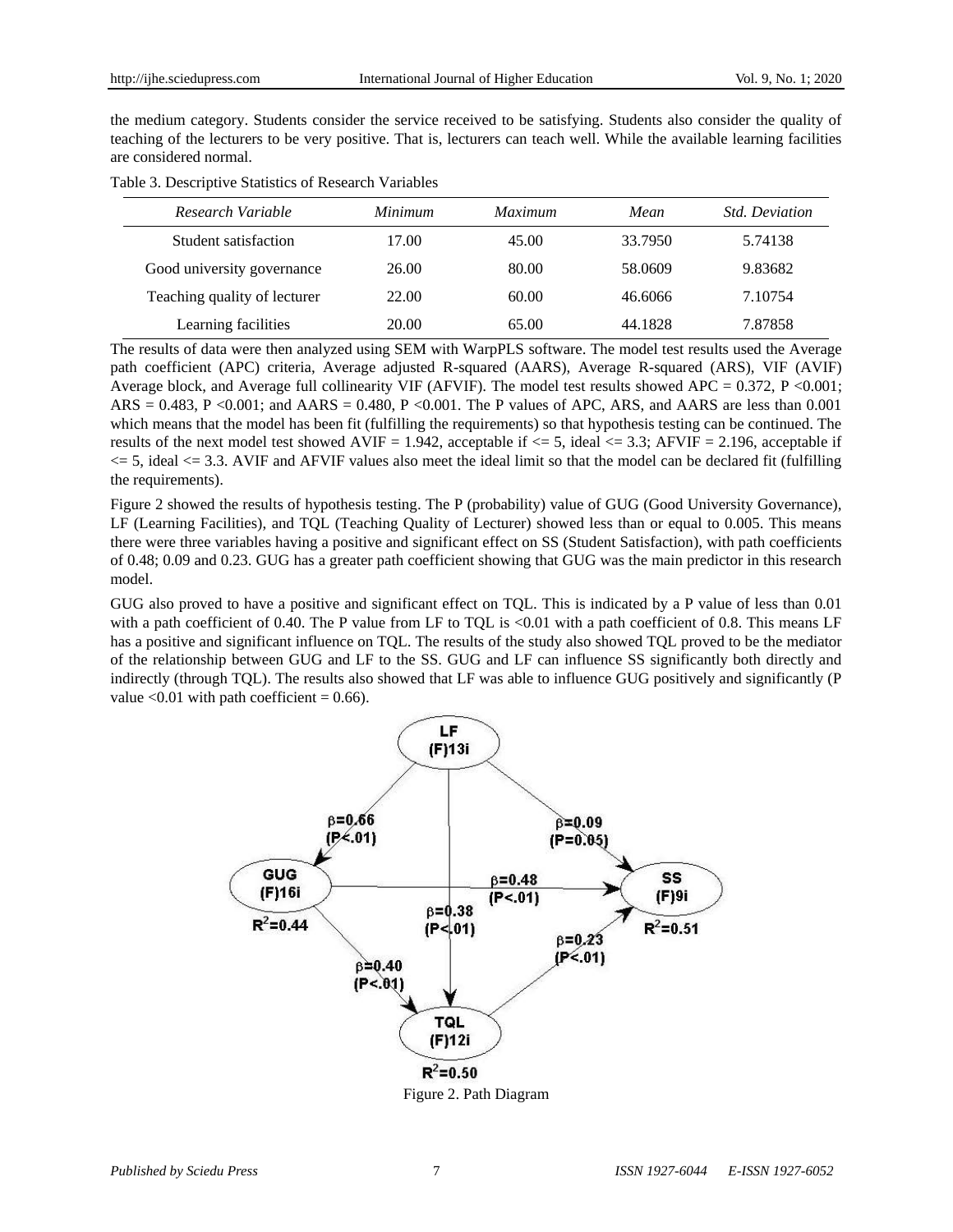the medium category. Students consider the service received to be satisfying. Students also consider the quality of teaching of the lecturers to be very positive. That is, lecturers can teach well. While the available learning facilities are considered normal.

Table 3. Descriptive Statistics of Research Variables

| *Research Variable* | *Minimum* | *Maximum* | *Mean* | *Std. Deviation* |
|---|---|---|---|---|
| Student satisfaction | 17.00 | 45.00 | 33.7950 | 5.74138 |
| Good university governance | 26.00 | 80.00 | 58.0609 | 9.83682 |
| Teaching quality of lecturer | 22.00 | 60.00 | 46.6066 | 7.10754 |
| Learning facilities | 20.00 | 65.00 | 44.1828 | 7.87858 |

The results of data were then analyzed using SEM with WarpPLS software. The model test results used the Average path coefficient (APC) criteria, Average adjusted R-squared (AARS), Average R-squared (ARS), VIF (AVIF) Average block, and Average full collinearity VIF (AFVIF). The model test results showed APC = 0.372, $P < 0.001$; ARS = 0.483, $P < 0.001$; and AARS = 0.480, $P < 0.001$. The P values of APC, ARS, and AARS are less than 0.001 which means that the model has been fit (fulfilling the requirements) so that hypothesis testing can be continued. The results of the next model test showed AVIF = 1.942, acceptable if $\leq 5$, ideal $\leq 3.3$; AFVIF = 2.196, acceptable if $\leq 5$, ideal $\leq 3.3$. AVIF and AFVIF values also meet the ideal limit so that the model can be declared fit (fulfilling the requirements).

Figure 2 showed the results of hypothesis testing. The P (probability) value of GUG (Good University Governance), LF (Learning Facilities), and TQL (Teaching Quality of Lecturer) showed less than or equal to 0.005. This means there were three variables having a positive and significant effect on SS (Student Satisfaction), with path coefficients of 0.48; 0.09 and 0.23. GUG has a greater path coefficient showing that GUG was the main predictor in this research model.

GUG also proved to have a positive and significant effect on TQL. This is indicated by a P value of less than 0.01 with a path coefficient of 0.40. The P value from LF to TQL is $<0.01$ with a path coefficient of 0.8. This means LF has a positive and significant influence on TQL. The results of the study also showed TQL proved to be the mediator of the relationship between GUG and LF to the SS. GUG and LF can influence SS significantly both directly and indirectly (through TQL). The results also showed that LF was able to influence GUG positively and significantly (P value $<0.01$ with path coefficient = 0.66).

Figure 2. Path Diagram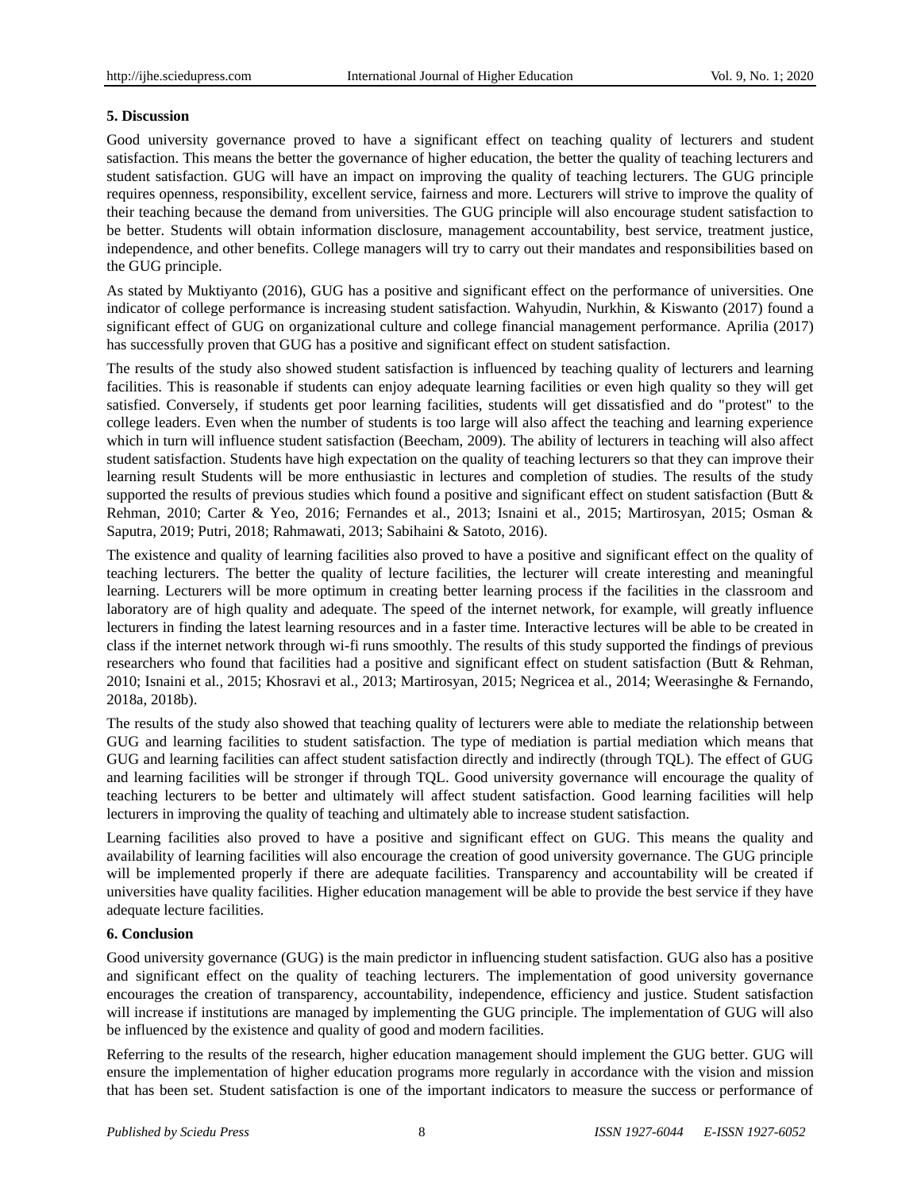## 5. Discussion

Good university governance proved to have a significant effect on teaching quality of lecturers and student satisfaction. This means the better the governance of higher education, the better the quality of teaching lecturers and student satisfaction. GUG will have an impact on improving the quality of teaching lecturers. The GUG principle requires openness, responsibility, excellent service, fairness and more. Lecturers will strive to improve the quality of their teaching because the demand from universities. The GUG principle will also encourage student satisfaction to be better. Students will obtain information disclosure, management accountability, best service, treatment justice, independence, and other benefits. College managers will try to carry out their mandates and responsibilities based on the GUG principle.

As stated by Muktiyanto (2016), GUG has a positive and significant effect on the performance of universities. One indicator of college performance is increasing student satisfaction. Wahyudin, Nurkhin, & Kiswanto (2017) found a significant effect of GUG on organizational culture and college financial management performance. Aprilia (2017) has successfully proven that GUG has a positive and significant effect on student satisfaction.

The results of the study also showed student satisfaction is influenced by teaching quality of lecturers and learning facilities. This is reasonable if students can enjoy adequate learning facilities or even high quality so they will get satisfied. Conversely, if students get poor learning facilities, students will get dissatisfied and do "protest" to the college leaders. Even when the number of students is too large will also affect the teaching and learning experience which in turn will influence student satisfaction (Beecham, 2009). The ability of lecturers in teaching will also affect student satisfaction. Students have high expectation on the quality of teaching lecturers so that they can improve their learning result Students will be more enthusiastic in lectures and completion of studies. The results of the study supported the results of previous studies which found a positive and significant effect on student satisfaction (Butt & Rehman, 2010; Carter & Yeo, 2016; Fernandes et al., 2013; Isnaini et al., 2015; Martirosyan, 2015; Osman & Saputra, 2019; Putri, 2018; Rahmawati, 2013; Sabihaini & Satoto, 2016).

The existence and quality of learning facilities also proved to have a positive and significant effect on the quality of teaching lecturers. The better the quality of lecture facilities, the lecturer will create interesting and meaningful learning. Lecturers will be more optimum in creating better learning process if the facilities in the classroom and laboratory are of high quality and adequate. The speed of the internet network, for example, will greatly influence lecturers in finding the latest learning resources and in a faster time. Interactive lectures will be able to be created in class if the internet network through wi-fi runs smoothly. The results of this study supported the findings of previous researchers who found that facilities had a positive and significant effect on student satisfaction (Butt & Rehman, 2010; Isnaini et al., 2015; Khosravi et al., 2013; Martirosyan, 2015; Negricea et al., 2014; Weerasinghe & Fernando, 2018a, 2018b).

The results of the study also showed that teaching quality of lecturers were able to mediate the relationship between GUG and learning facilities to student satisfaction. The type of mediation is partial mediation which means that GUG and learning facilities can affect student satisfaction directly and indirectly (through TQL). The effect of GUG and learning facilities will be stronger if through TQL. Good university governance will encourage the quality of teaching lecturers to be better and ultimately will affect student satisfaction. Good learning facilities will help lecturers in improving the quality of teaching and ultimately able to increase student satisfaction.

Learning facilities also proved to have a positive and significant effect on GUG. This means the quality and availability of learning facilities will also encourage the creation of good university governance. The GUG principle will be implemented properly if there are adequate facilities. Transparency and accountability will be created if universities have quality facilities. Higher education management will be able to provide the best service if they have adequate lecture facilities.

## 6. Conclusion

Good university governance (GUG) is the main predictor in influencing student satisfaction. GUG also has a positive and significant effect on the quality of teaching lecturers. The implementation of good university governance encourages the creation of transparency, accountability, independence, efficiency and justice. Student satisfaction will increase if institutions are managed by implementing the GUG principle. The implementation of GUG will also be influenced by the existence and quality of good and modern facilities.

Referring to the results of the research, higher education management should implement the GUG better. GUG will ensure the implementation of higher education programs more regularly in accordance with the vision and mission that has been set. Student satisfaction is one of the important indicators to measure the success or performance of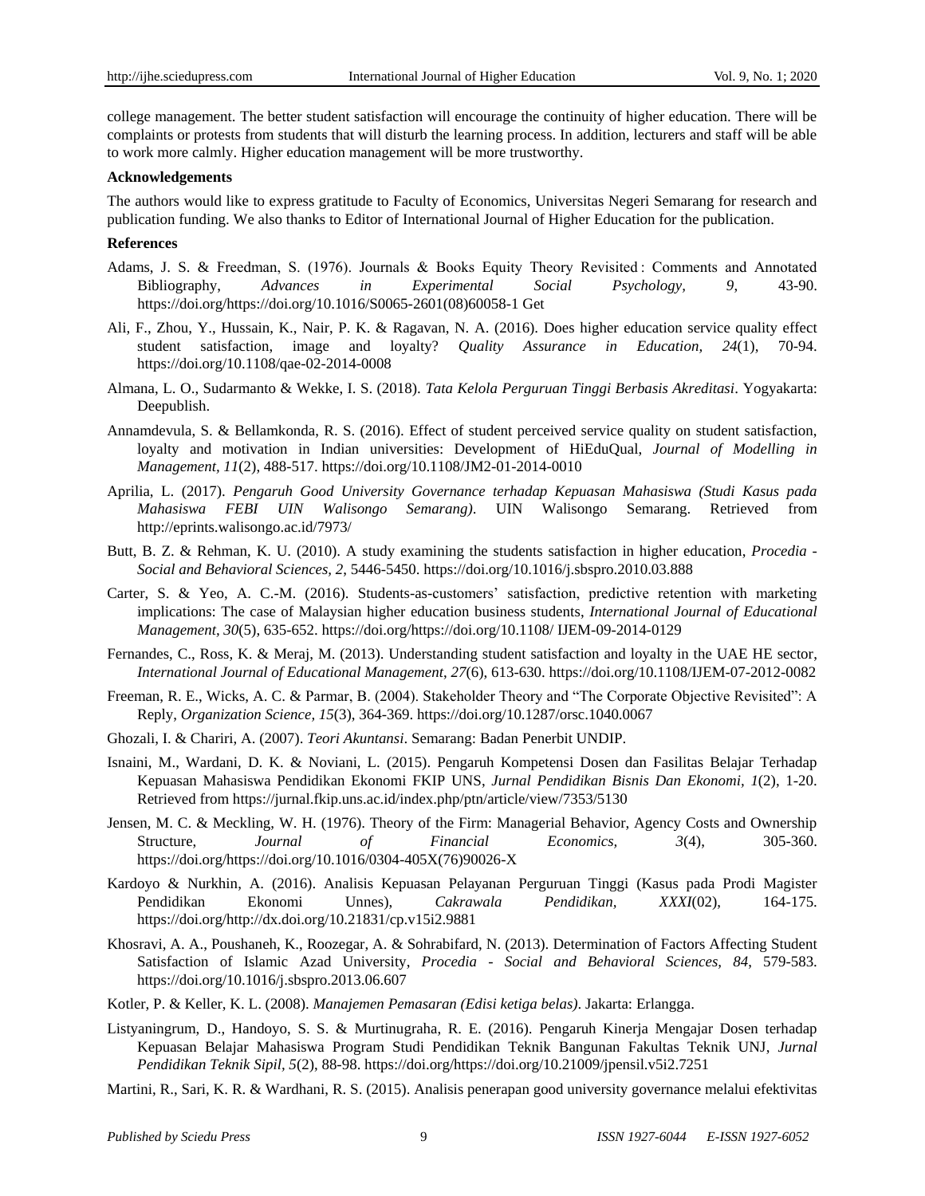college management. The better student satisfaction will encourage the continuity of higher education. There will be complaints or protests from students that will disturb the learning process. In addition, lecturers and staff will be able to work more calmly. Higher education management will be more trustworthy.

**Acknowledgements**

The authors would like to express gratitude to Faculty of Economics, Universitas Negeri Semarang for research and publication funding. We also thanks to Editor of International Journal of Higher Education for the publication.

**References**

Adams, J. S. & Freedman, S. (1976). Journals & Books Equity Theory Revisited : Comments and Annotated Bibliography, *Advances in Experimental Social Psychology, 9*, 43-90. https://doi.org/https://doi.org/10.1016/S0065-2601(08)60058-1 Get

Ali, F., Zhou, Y., Hussain, K., Nair, P. K. & Ragavan, N. A. (2016). Does higher education service quality effect student satisfaction, image and loyalty? *Quality Assurance in Education, 24*(1), 70-94. https://doi.org/10.1108/qae-02-2014-0008

Almana, L. O., Sudarmanto & Wekke, I. S. (2018). *Tata Kelola Perguruan Tinggi Berbasis Akreditasi*. Yogyakarta: Deepublish.

Annamdevula, S. & Bellamkonda, R. S. (2016). Effect of student perceived service quality on student satisfaction, loyalty and motivation in Indian universities: Development of HiEduQual, *Journal of Modelling in Management, 11*(2), 488-517. https://doi.org/10.1108/JM2-01-2014-0010

Aprilia, L. (2017). *Pengaruh Good University Governance terhadap Kepuasan Mahasiswa (Studi Kasus pada Mahasiswa FEBI UIN Walisongo Semarang)*. UIN Walisongo Semarang. Retrieved from http://eprints.walisongo.ac.id/7973/

Butt, B. Z. & Rehman, K. U. (2010). A study examining the students satisfaction in higher education, *Procedia - Social and Behavioral Sciences, 2*, 5446-5450. https://doi.org/10.1016/j.sbspro.2010.03.888

Carter, S. & Yeo, A. C.-M. (2016). Students-as-customers' satisfaction, predictive retention with marketing implications: The case of Malaysian higher education business students, *International Journal of Educational Management, 30*(5), 635-652. https://doi.org/https://doi.org/10.1108/ IJEM-09-2014-0129

Fernandes, C., Ross, K. & Meraj, M. (2013). Understanding student satisfaction and loyalty in the UAE HE sector, *International Journal of Educational Management, 27*(6), 613-630. https://doi.org/10.1108/IJEM-07-2012-0082

Freeman, R. E., Wicks, A. C. & Parmar, B. (2004). Stakeholder Theory and "The Corporate Objective Revisited": A Reply, *Organization Science, 15*(3), 364-369. https://doi.org/10.1287/orsc.1040.0067

Ghozali, I. & Chariri, A. (2007). *Teori Akuntansi*. Semarang: Badan Penerbit UNDIP.

Isnaini, M., Wardani, D. K. & Noviani, L. (2015). Pengaruh Kompetensi Dosen dan Fasilitas Belajar Terhadap Kepuasan Mahasiswa Pendidikan Ekonomi FKIP UNS, *Jurnal Pendidikan Bisnis Dan Ekonomi, 1*(2), 1-20. Retrieved from https://jurnal.fkip.uns.ac.id/index.php/ptn/article/view/7353/5130

Jensen, M. C. & Meckling, W. H. (1976). Theory of the Firm: Managerial Behavior, Agency Costs and Ownership Structure, *Journal of Financial Economics, 3*(4), 305-360. https://doi.org/https://doi.org/10.1016/0304-405X(76)90026-X

Kardoyo & Nurkhin, A. (2016). Analisis Kepuasan Pelayanan Perguruan Tinggi (Kasus pada Prodi Magister Pendidikan Ekonomi Unnes), *Cakrawala Pendidikan, XXXI*(02), 164-175. https://doi.org/http://dx.doi.org/10.21831/cp.v15i2.9881

Khosravi, A. A., Poushaneh, K., Roozegar, A. & Sohrabifard, N. (2013). Determination of Factors Affecting Student Satisfaction of Islamic Azad University, *Procedia - Social and Behavioral Sciences, 84*, 579-583. https://doi.org/10.1016/j.sbspro.2013.06.607

Kotler, P. & Keller, K. L. (2008). *Manajemen Pemasaran (Edisi ketiga belas)*. Jakarta: Erlangga.

Listyaningrum, D., Handoyo, S. S. & Murtinugraha, R. E. (2016). Pengaruh Kinerja Mengajar Dosen terhadap Kepuasan Belajar Mahasiswa Program Studi Pendidikan Teknik Bangunan Fakultas Teknik UNJ, *Jurnal Pendidikan Teknik Sipil, 5*(2), 88-98. https://doi.org/https://doi.org/10.21009/jpensil.v5i2.7251

Martini, R., Sari, K. R. & Wardhani, R. S. (2015). Analisis penerapan good university governance melalui efektivitas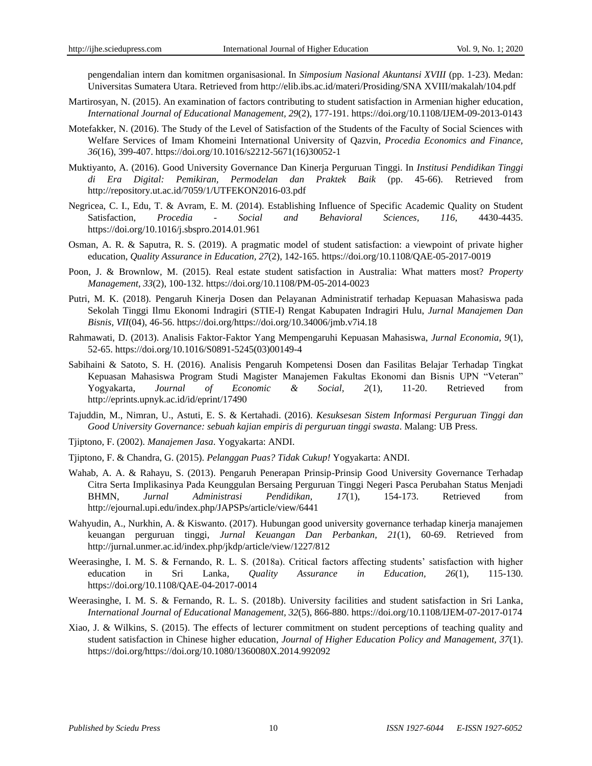pengendalian intern dan komitmen organisasional. In *Simposium Nasional Akuntansi XVIII* (pp. 1-23). Medan: Universitas Sumatera Utara. Retrieved from http://elib.ibs.ac.id/materi/Prosiding/SNA XVIII/makalah/104.pdf

Martirosyan, N. (2015). An examination of factors contributing to student satisfaction in Armenian higher education, *International Journal of Educational Management, 29*(2), 177-191. https://doi.org/10.1108/IJEM-09-2013-0143

Motefakker, N. (2016). The Study of the Level of Satisfaction of the Students of the Faculty of Social Sciences with Welfare Services of Imam Khomeini International University of Qazvin, *Procedia Economics and Finance, 36*(16), 399-407. https://doi.org/10.1016/s2212-5671(16)30052-1

Muktiyanto, A. (2016). Good University Governance Dan Kinerja Perguruan Tinggi. In *Institusi Pendidikan Tinggi di Era Digital: Pemikiran, Permodelan dan Praktek Baik* (pp. 45-66). Retrieved from http://repository.ut.ac.id/7059/1/UTFEKON2016-03.pdf

Negricea, C. I., Edu, T. & Avram, E. M. (2014). Establishing Influence of Specific Academic Quality on Student Satisfaction, *Procedia - Social and Behavioral Sciences, 116*, 4430-4435. https://doi.org/10.1016/j.sbspro.2014.01.961

Osman, A. R. & Saputra, R. S. (2019). A pragmatic model of student satisfaction: a viewpoint of private higher education, *Quality Assurance in Education, 27*(2), 142-165. https://doi.org/10.1108/QAE-05-2017-0019

Poon, J. & Brownlow, M. (2015). Real estate student satisfaction in Australia: What matters most? *Property Management, 33*(2), 100-132. https://doi.org/10.1108/PM-05-2014-0023

Putri, M. K. (2018). Pengaruh Kinerja Dosen dan Pelayanan Administratif terhadap Kepuasan Mahasiswa pada Sekolah Tinggi Ilmu Ekonomi Indragiri (STIE-I) Rengat Kabupaten Indragiri Hulu, *Jurnal Manajemen Dan Bisnis, VII*(04), 46-56. https://doi.org/https://doi.org/10.34006/jmb.v7i4.18

Rahmawati, D. (2013). Analisis Faktor-Faktor Yang Mempengaruhi Kepuasan Mahasiswa, *Jurnal Economia, 9*(1), 52-65. https://doi.org/10.1016/S0891-5245(03)00149-4

Sabihaini & Satoto, S. H. (2016). Analisis Pengaruh Kompetensi Dosen dan Fasilitas Belajar Terhadap Tingkat Kepuasan Mahasiswa Program Studi Magister Manajemen Fakultas Ekonomi dan Bisnis UPN "Veteran" Yogyakarta, *Journal of Economic & Social, 2*(1), 11-20. Retrieved from http://eprints.upnyk.ac.id/id/eprint/17490

Tajuddin, M., Nimran, U., Astuti, E. S. & Kertahadi. (2016). *Kesuksesan Sistem Informasi Perguruan Tinggi dan Good University Governance: sebuah kajian empiris di perguruan tinggi swasta*. Malang: UB Press.

Tjiptono, F. (2002). *Manajemen Jasa*. Yogyakarta: ANDI.

Tjiptono, F. & Chandra, G. (2015). *Pelanggan Puas? Tidak Cukup!* Yogyakarta: ANDI.

Wahab, A. A. & Rahayu, S. (2013). Pengaruh Penerapan Prinsip-Prinsip Good University Governance Terhadap Citra Serta Implikasinya Pada Keunggulan Bersaing Perguruan Tinggi Negeri Pasca Perubahan Status Menjadi BHMN, *Jurnal Administrasi Pendidikan, 17*(1), 154-173. Retrieved from http://ejournal.upi.edu/index.php/JAPSPs/article/view/6441

Wahyudin, A., Nurkhin, A. & Kiswanto. (2017). Hubungan good university governance terhadap kinerja manajemen keuangan perguruan tinggi, *Jurnal Keuangan Dan Perbankan, 21*(1), 60-69. Retrieved from http://jurnal.unmer.ac.id/index.php/jkdp/article/view/1227/812

Weerasinghe, I. M. S. & Fernando, R. L. S. (2018a). Critical factors affecting students' satisfaction with higher education in Sri Lanka, *Quality Assurance in Education, 26*(1), 115-130. https://doi.org/10.1108/QAE-04-2017-0014

Weerasinghe, I. M. S. & Fernando, R. L. S. (2018b). University facilities and student satisfaction in Sri Lanka, *International Journal of Educational Management, 32*(5), 866-880. https://doi.org/10.1108/IJEM-07-2017-0174

Xiao, J. & Wilkins, S. (2015). The effects of lecturer commitment on student perceptions of teaching quality and student satisfaction in Chinese higher education, *Journal of Higher Education Policy and Management, 37*(1). https://doi.org/https://doi.org/10.1080/1360080X.2014.992092